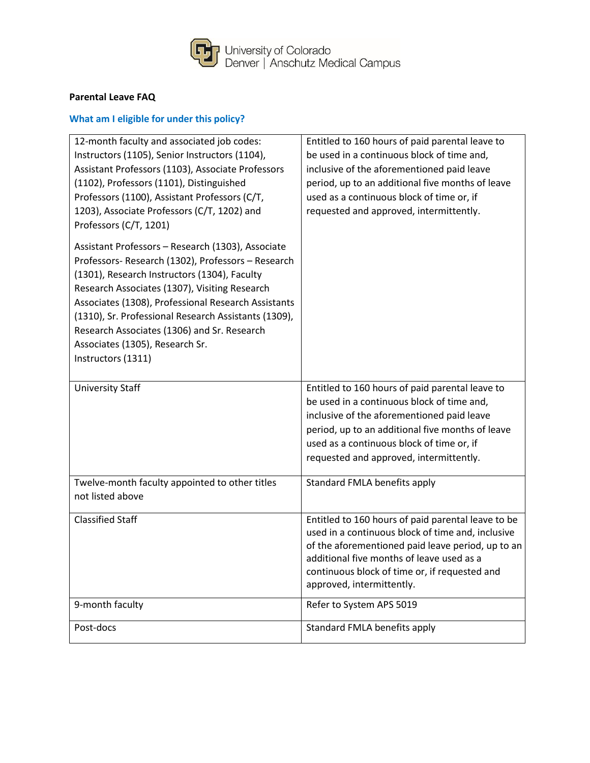University of Colorado
Denver | Anschutz Medical Campus

**Parental Leave FAQ**

### What am I eligible for under this policy?

| | |
|---|---|
| 12-month faculty and associated job codes: Instructors (1105), Senior Instructors (1104), Assistant Professors (1103), Associate Professors (1102), Professors (1101), Distinguished Professors (1100), Assistant Professors (C/T, 1203), Associate Professors (C/T, 1202) and Professors (C/T, 1201)<br><br>Assistant Professors – Research (1303), Associate Professors- Research (1302), Professors – Research (1301), Research Instructors (1304), Faculty Research Associates (1307), Visiting Research Associates (1308), Professional Research Assistants (1310), Sr. Professional Research Assistants (1309), Research Associates (1306) and Sr. Research Associates (1305), Research Sr. Instructors (1311) | Entitled to 160 hours of paid parental leave to be used in a continuous block of time and, inclusive of the aforementioned paid leave period, up to an additional five months of leave used as a continuous block of time or, if requested and approved, intermittently. |
| University Staff | Entitled to 160 hours of paid parental leave to be used in a continuous block of time and, inclusive of the aforementioned paid leave period, up to an additional five months of leave used as a continuous block of time or, if requested and approved, intermittently. |
| Twelve-month faculty appointed to other titles not listed above | Standard FMLA benefits apply |
| Classified Staff | Entitled to 160 hours of paid parental leave to be used in a continuous block of time and, inclusive of the aforementioned paid leave period, up to an additional five months of leave used as a continuous block of time or, if requested and approved, intermittently. |
| 9-month faculty | Refer to System APS 5019 |
| Post-docs | Standard FMLA benefits apply |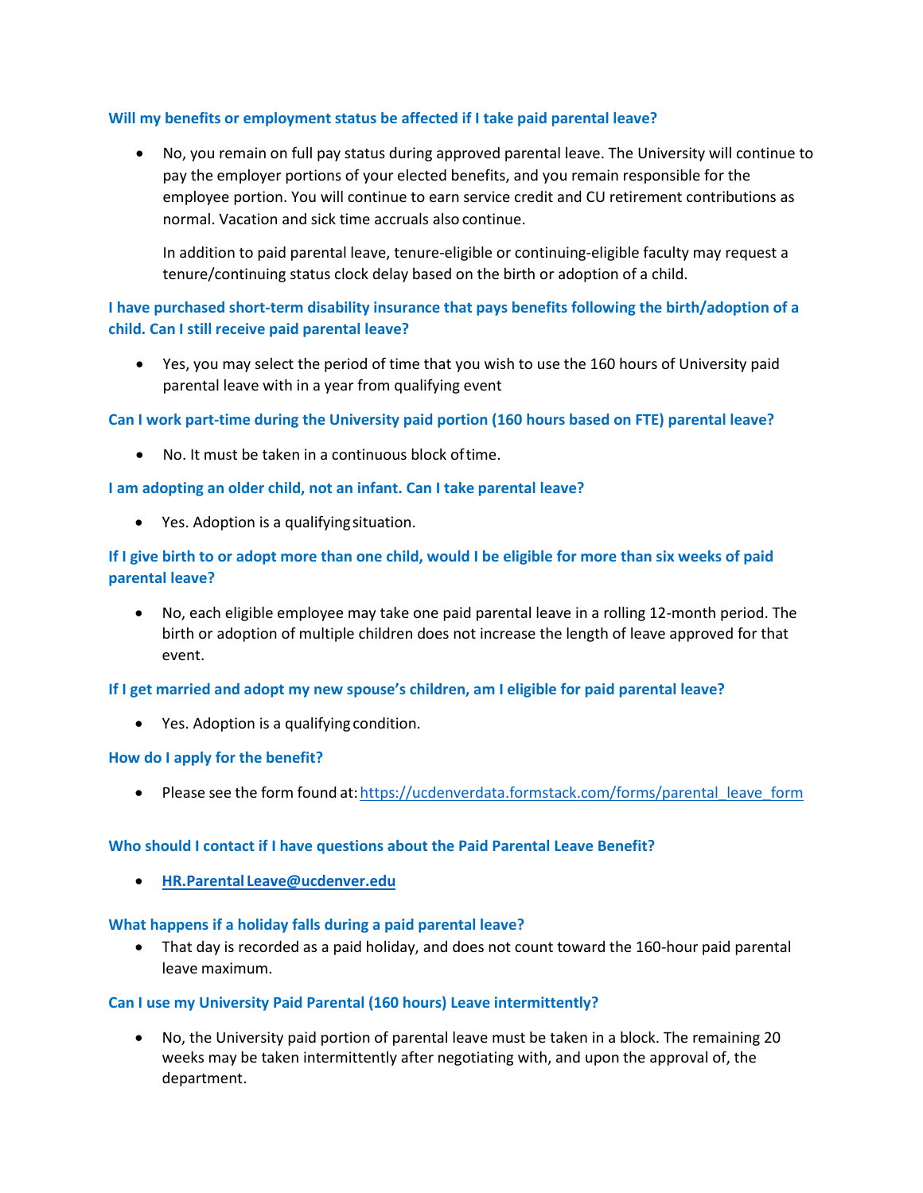### Will my benefits or employment status be affected if I take paid parental leave?

- No, you remain on full pay status during approved parental leave. The University will continue to pay the employer portions of your elected benefits, and you remain responsible for the employee portion. You will continue to earn service credit and CU retirement contributions as normal. Vacation and sick time accruals also continue.

  In addition to paid parental leave, tenure-eligible or continuing-eligible faculty may request a tenure/continuing status clock delay based on the birth or adoption of a child.

### I have purchased short-term disability insurance that pays benefits following the birth/adoption of a child. Can I still receive paid parental leave?

- Yes, you may select the period of time that you wish to use the 160 hours of University paid parental leave with in a year from qualifying event

### Can I work part-time during the University paid portion (160 hours based on FTE) parental leave?

- No. It must be taken in a continuous block of time.

### I am adopting an older child, not an infant. Can I take parental leave?

- Yes. Adoption is a qualifying situation.

### If I give birth to or adopt more than one child, would I be eligible for more than six weeks of paid parental leave?

- No, each eligible employee may take one paid parental leave in a rolling 12-month period. The birth or adoption of multiple children does not increase the length of leave approved for that event.

### If I get married and adopt my new spouse's children, am I eligible for paid parental leave?

- Yes. Adoption is a qualifying condition.

### How do I apply for the benefit?

- Please see the form found at: https://ucdenverdata.formstack.com/forms/parental_leave_form

### Who should I contact if I have questions about the Paid Parental Leave Benefit?

- **HR.Parental Leave@ucdenver.edu**

### What happens if a holiday falls during a paid parental leave?

- That day is recorded as a paid holiday, and does not count toward the 160-hour paid parental leave maximum.

### Can I use my University Paid Parental (160 hours) Leave intermittently?

- No, the University paid portion of parental leave must be taken in a block. The remaining 20 weeks may be taken intermittently after negotiating with, and upon the approval of, the department.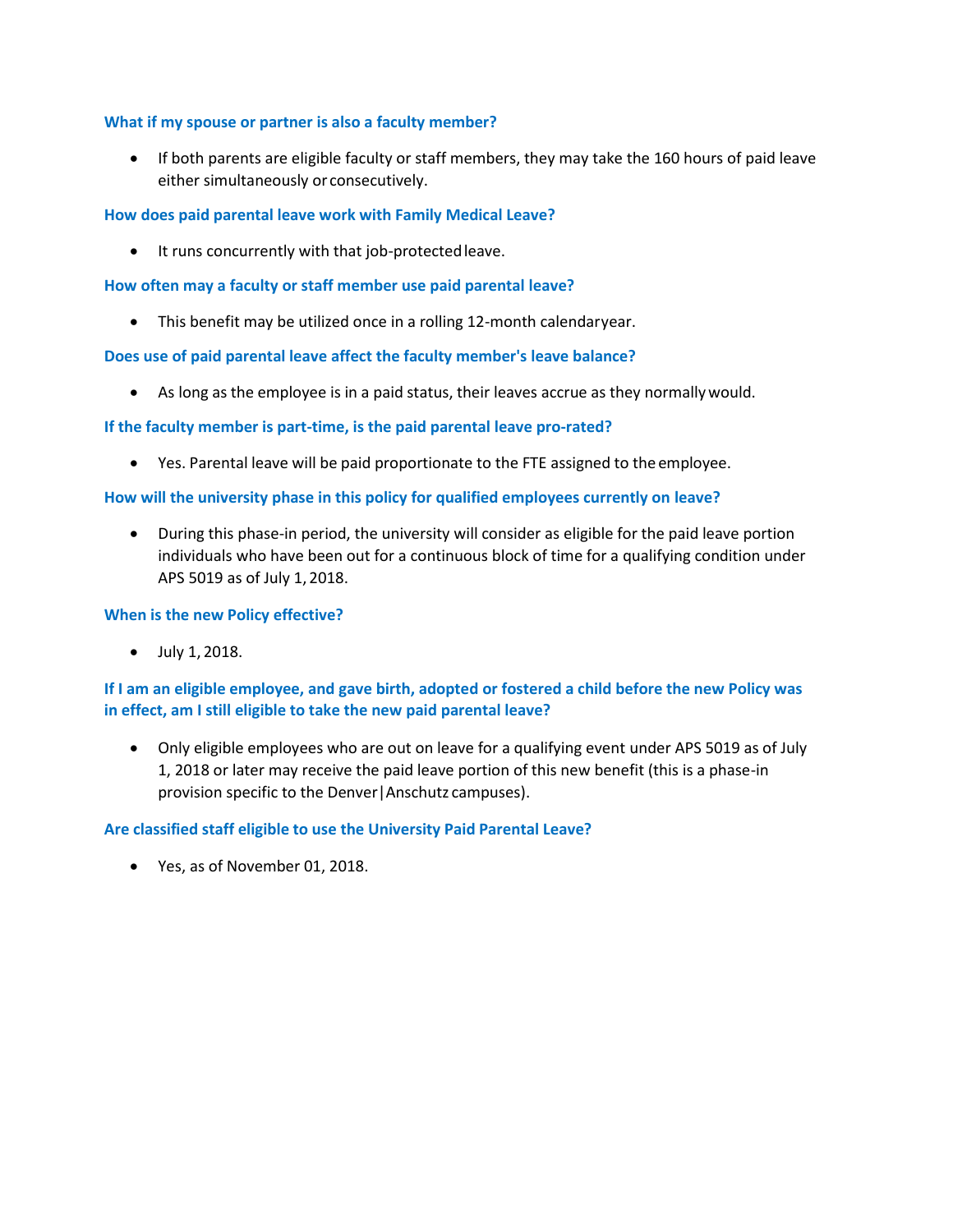### What if my spouse or partner is also a faculty member?

- If both parents are eligible faculty or staff members, they may take the 160 hours of paid leave either simultaneously or consecutively.

### How does paid parental leave work with Family Medical Leave?

- It runs concurrently with that job-protected leave.

### How often may a faculty or staff member use paid parental leave?

- This benefit may be utilized once in a rolling 12-month calendar year.

### Does use of paid parental leave affect the faculty member's leave balance?

- As long as the employee is in a paid status, their leaves accrue as they normally would.

### If the faculty member is part-time, is the paid parental leave pro-rated?

- Yes. Parental leave will be paid proportionate to the FTE assigned to the employee.

### How will the university phase in this policy for qualified employees currently on leave?

- During this phase-in period, the university will consider as eligible for the paid leave portion individuals who have been out for a continuous block of time for a qualifying condition under APS 5019 as of July 1, 2018.

### When is the new Policy effective?

- July 1, 2018.

### If I am an eligible employee, and gave birth, adopted or fostered a child before the new Policy was in effect, am I still eligible to take the new paid parental leave?

- Only eligible employees who are out on leave for a qualifying event under APS 5019 as of July 1, 2018 or later may receive the paid leave portion of this new benefit (this is a phase-in provision specific to the Denver|Anschutz campuses).

### Are classified staff eligible to use the University Paid Parental Leave?

- Yes, as of November 01, 2018.